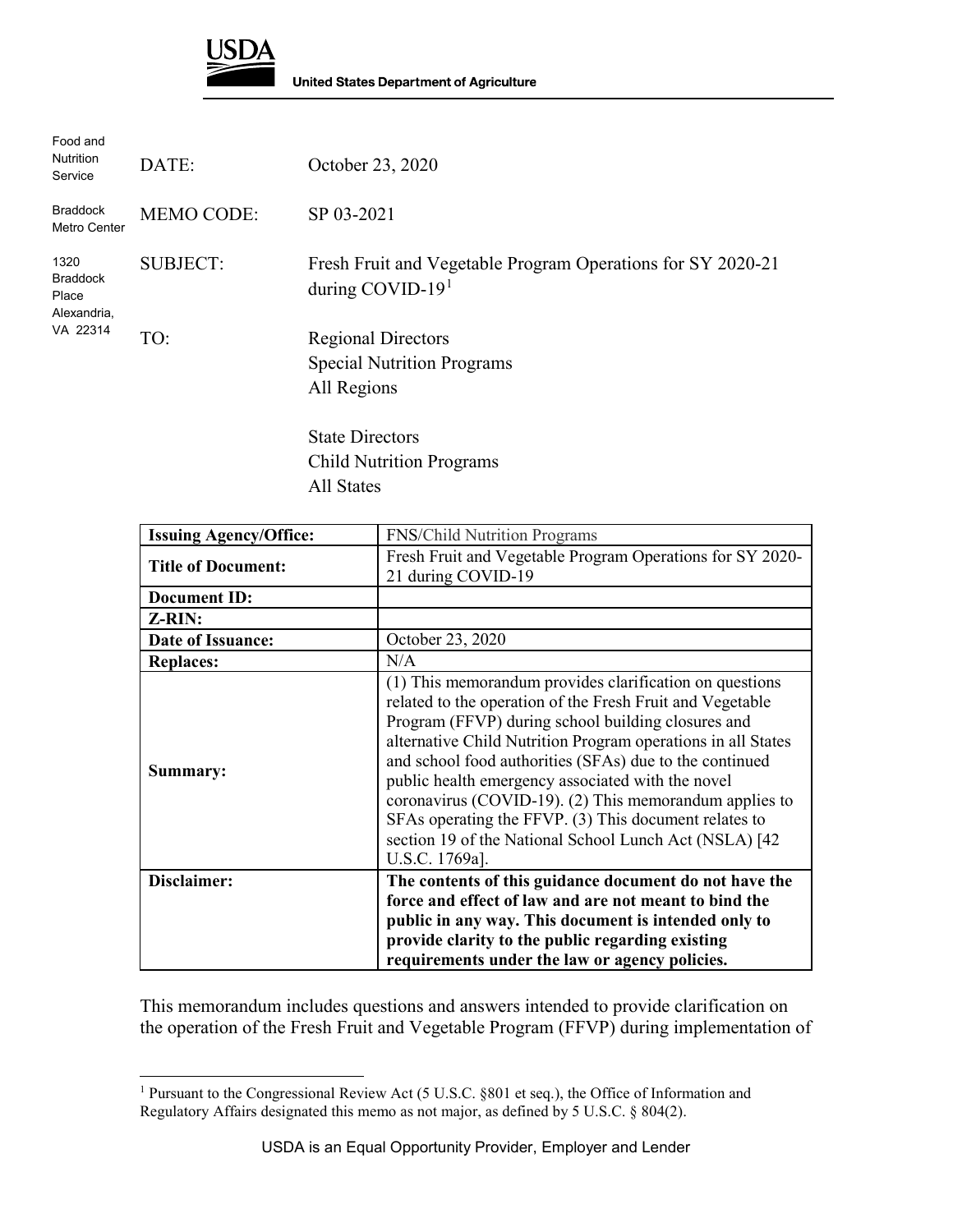USDA

United States Department of Agriculture

Food and Nutrition Service

Braddock Metro Center

1320 Braddock Place Alexandria, VA 22314

DATE: October 23, 2020

MEMO CODE: SP 03-2021

SUBJECT: Fresh Fruit and Vegetable Program Operations for SY 2020-21 during COVID-19[1]

TO: Regional Directors
Special Nutrition Programs
All Regions

State Directors
Child Nutrition Programs
All States

| **Issuing Agency/Office:** | FNS/Child Nutrition Programs |
|---|---|
| **Title of Document:** | Fresh Fruit and Vegetable Program Operations for SY 2020-21 during COVID-19 |
| **Document ID:** | |
| **Z-RIN:** | |
| **Date of Issuance:** | October 23, 2020 |
| **Replaces:** | N/A |
| **Summary:** | (1) This memorandum provides clarification on questions related to the operation of the Fresh Fruit and Vegetable Program (FFVP) during school building closures and alternative Child Nutrition Program operations in all States and school food authorities (SFAs) due to the continued public health emergency associated with the novel coronavirus (COVID-19). (2) This memorandum applies to SFAs operating the FFVP. (3) This document relates to section 19 of the National School Lunch Act (NSLA) [42 U.S.C. 1769a]. |
| **Disclaimer:** | **The contents of this guidance document do not have the force and effect of law and are not meant to bind the public in any way. This document is intended only to provide clarity to the public regarding existing requirements under the law or agency policies.** |

This memorandum includes questions and answers intended to provide clarification on the operation of the Fresh Fruit and Vegetable Program (FFVP) during implementation of

[1] Pursuant to the Congressional Review Act (5 U.S.C. §801 et seq.), the Office of Information and Regulatory Affairs designated this memo as not major, as defined by 5 U.S.C. § 804(2).

USDA is an Equal Opportunity Provider, Employer and Lender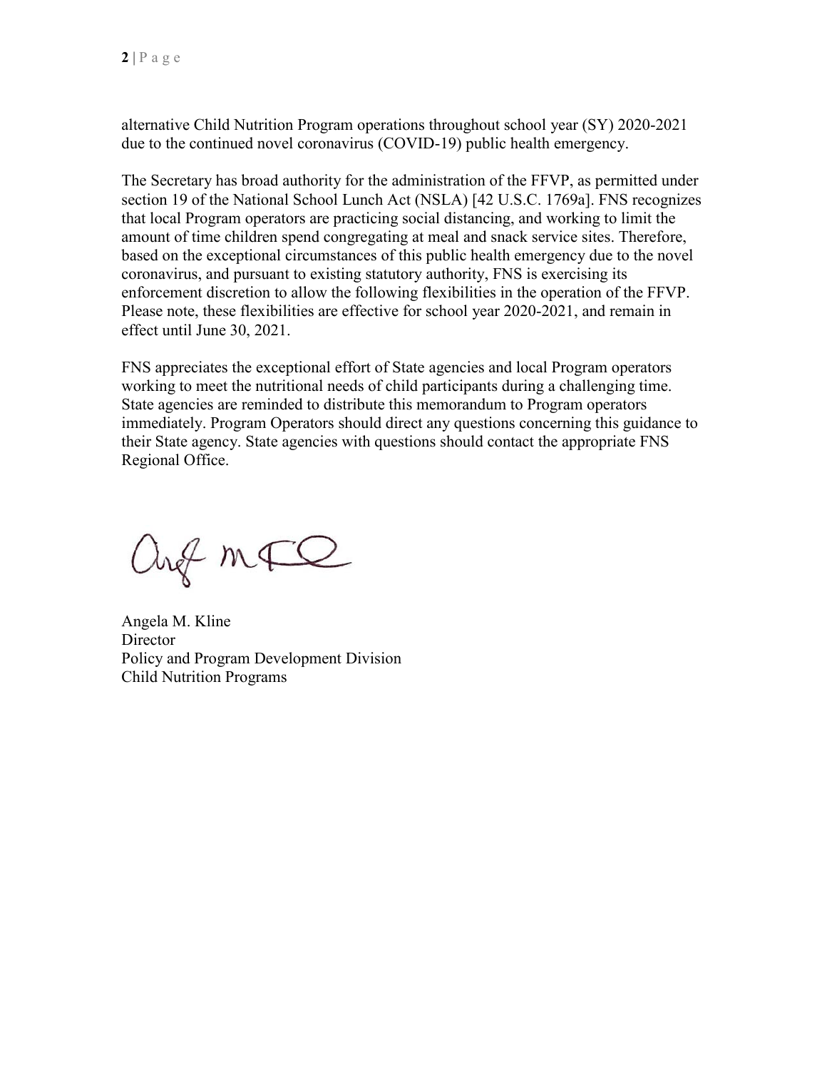alternative Child Nutrition Program operations throughout school year (SY) 2020-2021 due to the continued novel coronavirus (COVID-19) public health emergency.

The Secretary has broad authority for the administration of the FFVP, as permitted under section 19 of the National School Lunch Act (NSLA) [42 U.S.C. 1769a]. FNS recognizes that local Program operators are practicing social distancing, and working to limit the amount of time children spend congregating at meal and snack service sites. Therefore, based on the exceptional circumstances of this public health emergency due to the novel coronavirus, and pursuant to existing statutory authority, FNS is exercising its enforcement discretion to allow the following flexibilities in the operation of the FFVP. Please note, these flexibilities are effective for school year 2020-2021, and remain in effect until June 30, 2021.

FNS appreciates the exceptional effort of State agencies and local Program operators working to meet the nutritional needs of child participants during a challenging time. State agencies are reminded to distribute this memorandum to Program operators immediately. Program Operators should direct any questions concerning this guidance to their State agency. State agencies with questions should contact the appropriate FNS Regional Office.

Angela M. Kline
Director
Policy and Program Development Division
Child Nutrition Programs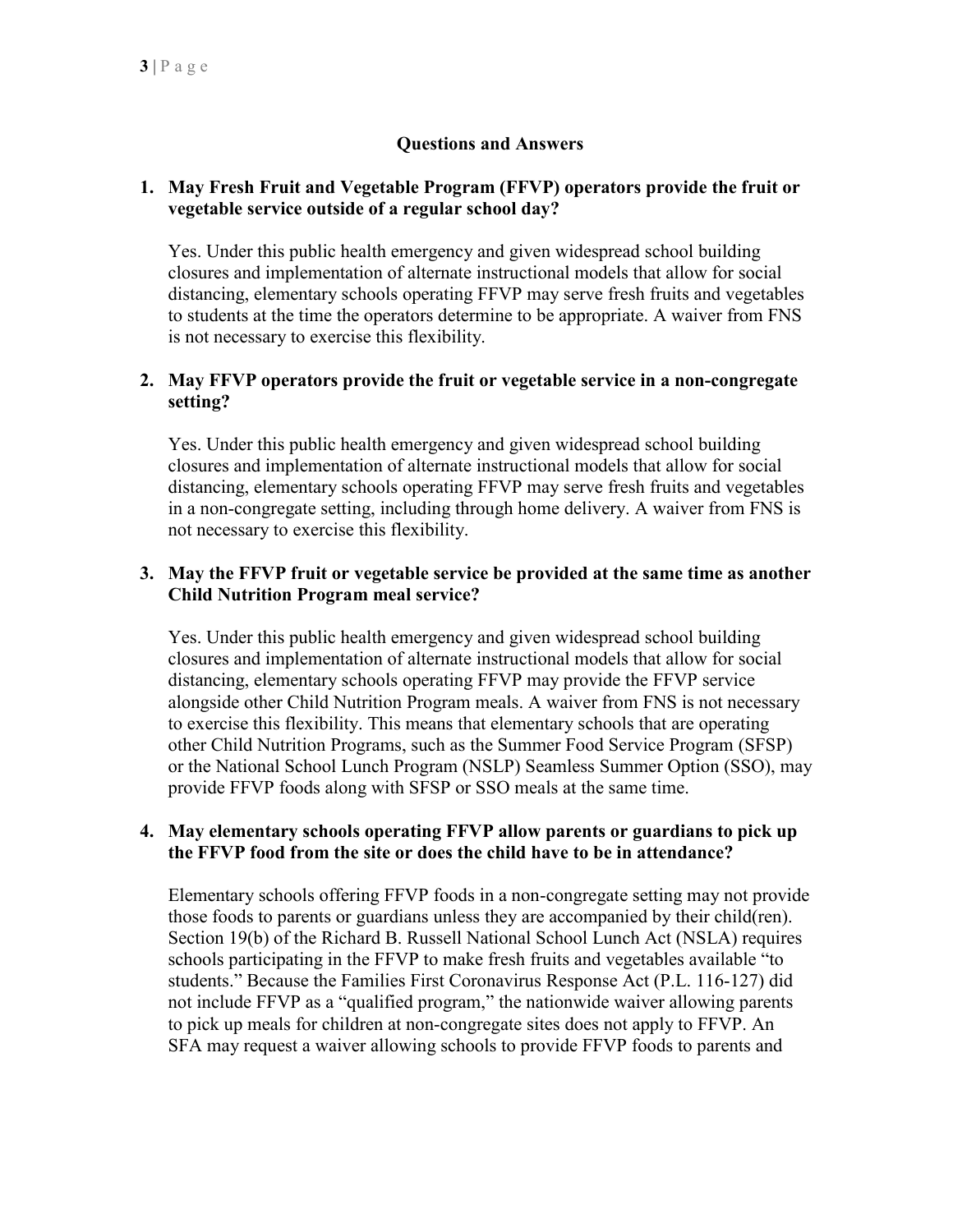## Questions and Answers

1. **May Fresh Fruit and Vegetable Program (FFVP) operators provide the fruit or vegetable service outside of a regular school day?**

   Yes. Under this public health emergency and given widespread school building closures and implementation of alternate instructional models that allow for social distancing, elementary schools operating FFVP may serve fresh fruits and vegetables to students at the time the operators determine to be appropriate. A waiver from FNS is not necessary to exercise this flexibility.

2. **May FFVP operators provide the fruit or vegetable service in a non-congregate setting?**

   Yes. Under this public health emergency and given widespread school building closures and implementation of alternate instructional models that allow for social distancing, elementary schools operating FFVP may serve fresh fruits and vegetables in a non-congregate setting, including through home delivery. A waiver from FNS is not necessary to exercise this flexibility.

3. **May the FFVP fruit or vegetable service be provided at the same time as another Child Nutrition Program meal service?**

   Yes. Under this public health emergency and given widespread school building closures and implementation of alternate instructional models that allow for social distancing, elementary schools operating FFVP may provide the FFVP service alongside other Child Nutrition Program meals. A waiver from FNS is not necessary to exercise this flexibility. This means that elementary schools that are operating other Child Nutrition Programs, such as the Summer Food Service Program (SFSP) or the National School Lunch Program (NSLP) Seamless Summer Option (SSO), may provide FFVP foods along with SFSP or SSO meals at the same time.

4. **May elementary schools operating FFVP allow parents or guardians to pick up the FFVP food from the site or does the child have to be in attendance?**

   Elementary schools offering FFVP foods in a non-congregate setting may not provide those foods to parents or guardians unless they are accompanied by their child(ren). Section 19(b) of the Richard B. Russell National School Lunch Act (NSLA) requires schools participating in the FFVP to make fresh fruits and vegetables available "to students." Because the Families First Coronavirus Response Act (P.L. 116-127) did not include FFVP as a "qualified program," the nationwide waiver allowing parents to pick up meals for children at non-congregate sites does not apply to FFVP. An SFA may request a waiver allowing schools to provide FFVP foods to parents and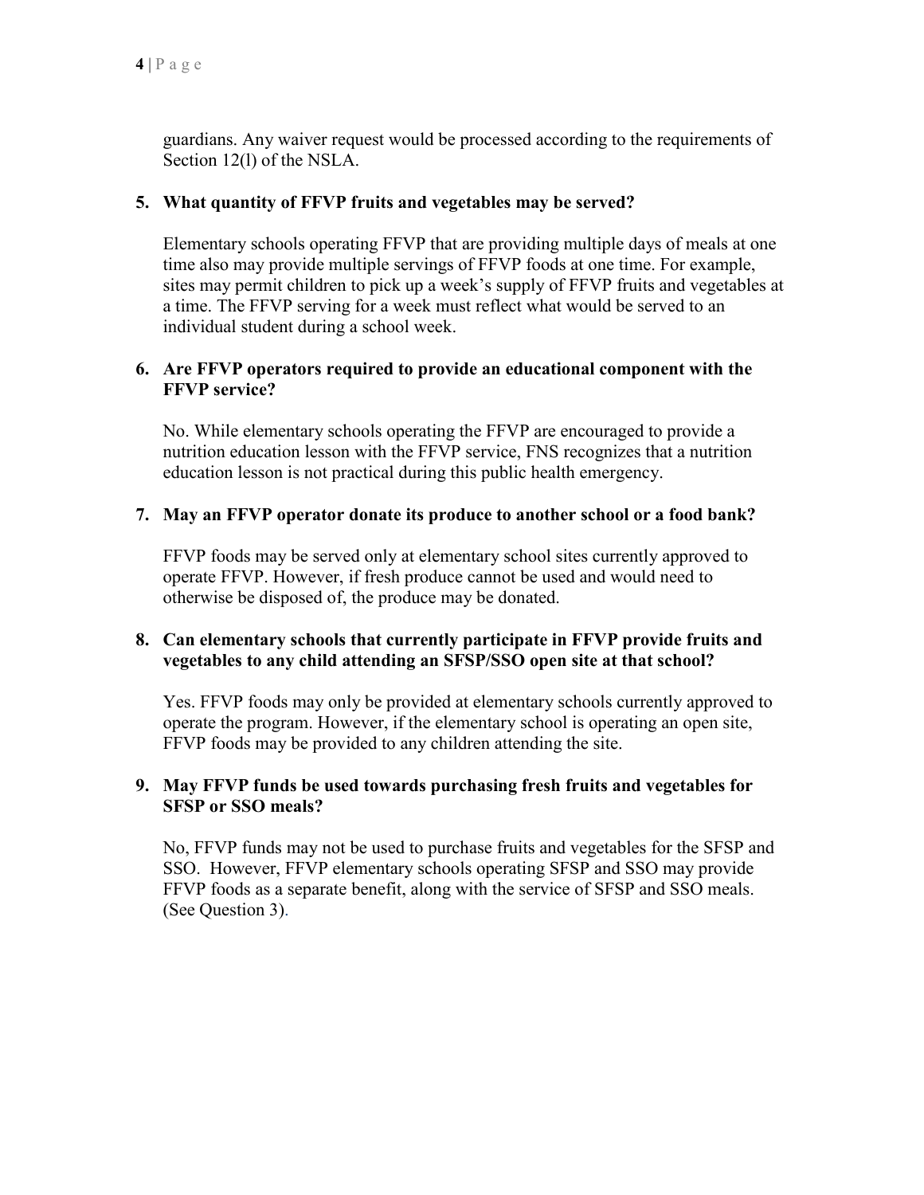guardians. Any waiver request would be processed according to the requirements of Section 12(l) of the NSLA.

**5. What quantity of FFVP fruits and vegetables may be served?**

Elementary schools operating FFVP that are providing multiple days of meals at one time also may provide multiple servings of FFVP foods at one time. For example, sites may permit children to pick up a week's supply of FFVP fruits and vegetables at a time. The FFVP serving for a week must reflect what would be served to an individual student during a school week.

**6. Are FFVP operators required to provide an educational component with the FFVP service?**

No. While elementary schools operating the FFVP are encouraged to provide a nutrition education lesson with the FFVP service, FNS recognizes that a nutrition education lesson is not practical during this public health emergency.

**7. May an FFVP operator donate its produce to another school or a food bank?**

FFVP foods may be served only at elementary school sites currently approved to operate FFVP. However, if fresh produce cannot be used and would need to otherwise be disposed of, the produce may be donated.

**8. Can elementary schools that currently participate in FFVP provide fruits and vegetables to any child attending an SFSP/SSO open site at that school?**

Yes. FFVP foods may only be provided at elementary schools currently approved to operate the program. However, if the elementary school is operating an open site, FFVP foods may be provided to any children attending the site.

**9. May FFVP funds be used towards purchasing fresh fruits and vegetables for SFSP or SSO meals?**

No, FFVP funds may not be used to purchase fruits and vegetables for the SFSP and SSO. However, FFVP elementary schools operating SFSP and SSO may provide FFVP foods as a separate benefit, along with the service of SFSP and SSO meals. (See Question 3).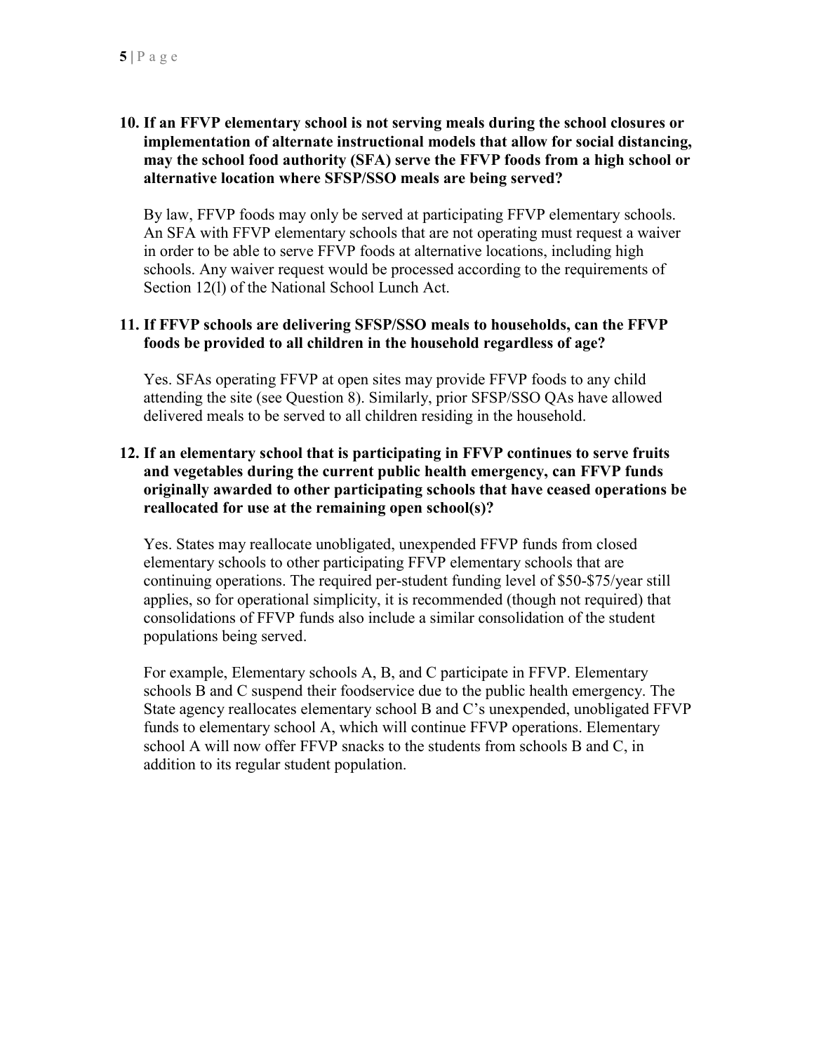**10. If an FFVP elementary school is not serving meals during the school closures or implementation of alternate instructional models that allow for social distancing, may the school food authority (SFA) serve the FFVP foods from a high school or alternative location where SFSP/SSO meals are being served?**

By law, FFVP foods may only be served at participating FFVP elementary schools. An SFA with FFVP elementary schools that are not operating must request a waiver in order to be able to serve FFVP foods at alternative locations, including high schools. Any waiver request would be processed according to the requirements of Section 12(l) of the National School Lunch Act.

**11. If FFVP schools are delivering SFSP/SSO meals to households, can the FFVP foods be provided to all children in the household regardless of age?**

Yes. SFAs operating FFVP at open sites may provide FFVP foods to any child attending the site (see Question 8). Similarly, prior SFSP/SSO QAs have allowed delivered meals to be served to all children residing in the household.

**12. If an elementary school that is participating in FFVP continues to serve fruits and vegetables during the current public health emergency, can FFVP funds originally awarded to other participating schools that have ceased operations be reallocated for use at the remaining open school(s)?**

Yes. States may reallocate unobligated, unexpended FFVP funds from closed elementary schools to other participating FFVP elementary schools that are continuing operations. The required per-student funding level of $50-$75/year still applies, so for operational simplicity, it is recommended (though not required) that consolidations of FFVP funds also include a similar consolidation of the student populations being served.

For example, Elementary schools A, B, and C participate in FFVP. Elementary schools B and C suspend their foodservice due to the public health emergency. The State agency reallocates elementary school B and C's unexpended, unobligated FFVP funds to elementary school A, which will continue FFVP operations. Elementary school A will now offer FFVP snacks to the students from schools B and C, in addition to its regular student population.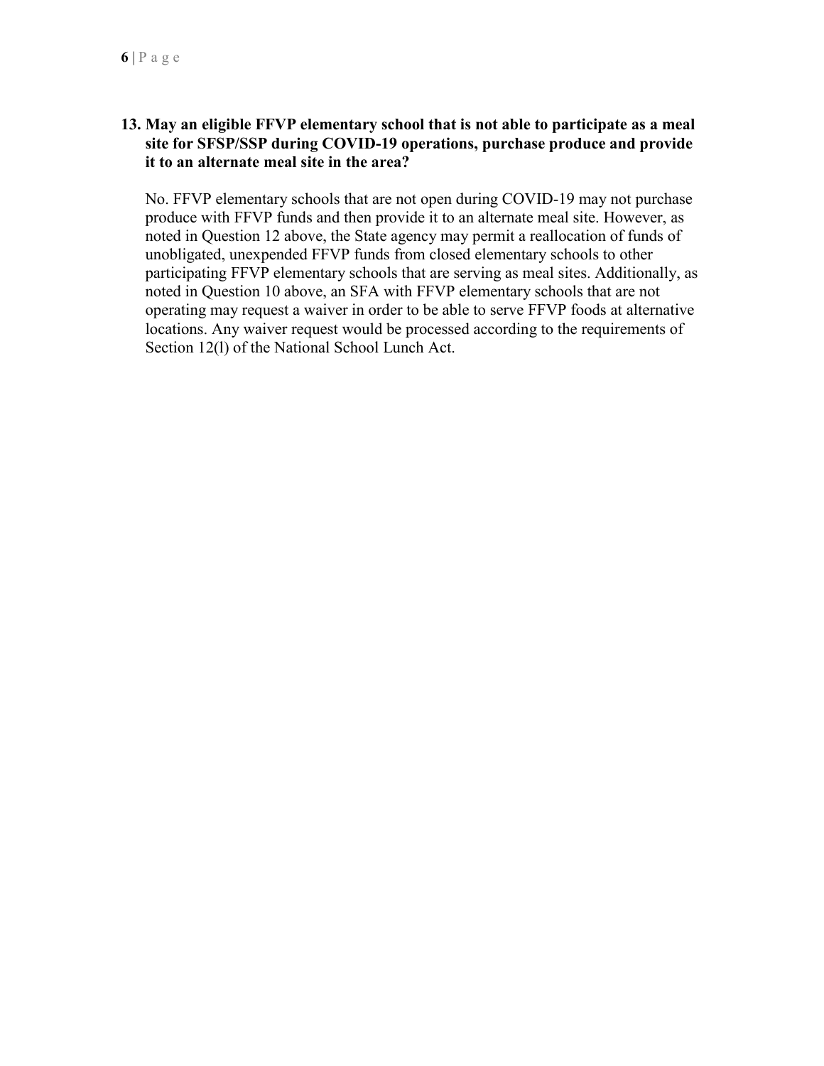**13. May an eligible FFVP elementary school that is not able to participate as a meal site for SFSP/SSP during COVID-19 operations, purchase produce and provide it to an alternate meal site in the area?**

No. FFVP elementary schools that are not open during COVID-19 may not purchase produce with FFVP funds and then provide it to an alternate meal site. However, as noted in Question 12 above, the State agency may permit a reallocation of funds of unobligated, unexpended FFVP funds from closed elementary schools to other participating FFVP elementary schools that are serving as meal sites. Additionally, as noted in Question 10 above, an SFA with FFVP elementary schools that are not operating may request a waiver in order to be able to serve FFVP foods at alternative locations. Any waiver request would be processed according to the requirements of Section 12(l) of the National School Lunch Act.